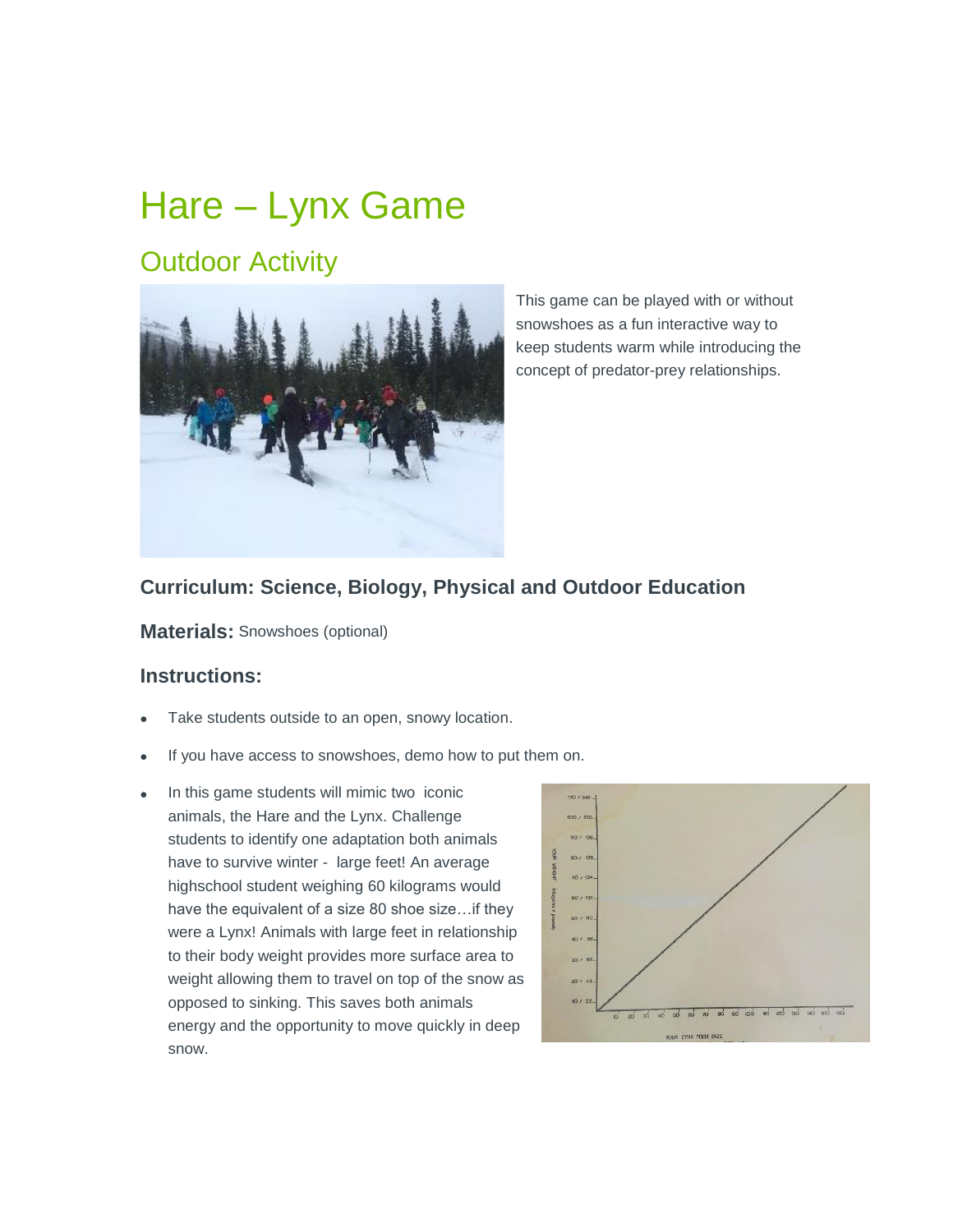# Hare – Lynx Game

## Outdoor Activity

This game can be played with or without snowshoes as a fun interactive way to keep students warm while introducing the concept of predator-prey relationships.

### Curriculum: Science, Biology, Physical and Outdoor Education

**Materials:** Snowshoes (optional)

### Instructions:

- Take students outside to an open, snowy location.
- If you have access to snowshoes, demo how to put them on.
- In this game students will mimic two iconic animals, the Hare and the Lynx. Challenge students to identify one adaptation both animals have to survive winter - large feet! An average highschool student weighing 60 kilograms would have the equivalent of a size 80 shoe size…if they were a Lynx! Animals with large feet in relationship to their body weight provides more surface area to weight allowing them to travel on top of the snow as opposed to sinking. This saves both animals energy and the opportunity to move quickly in deep snow.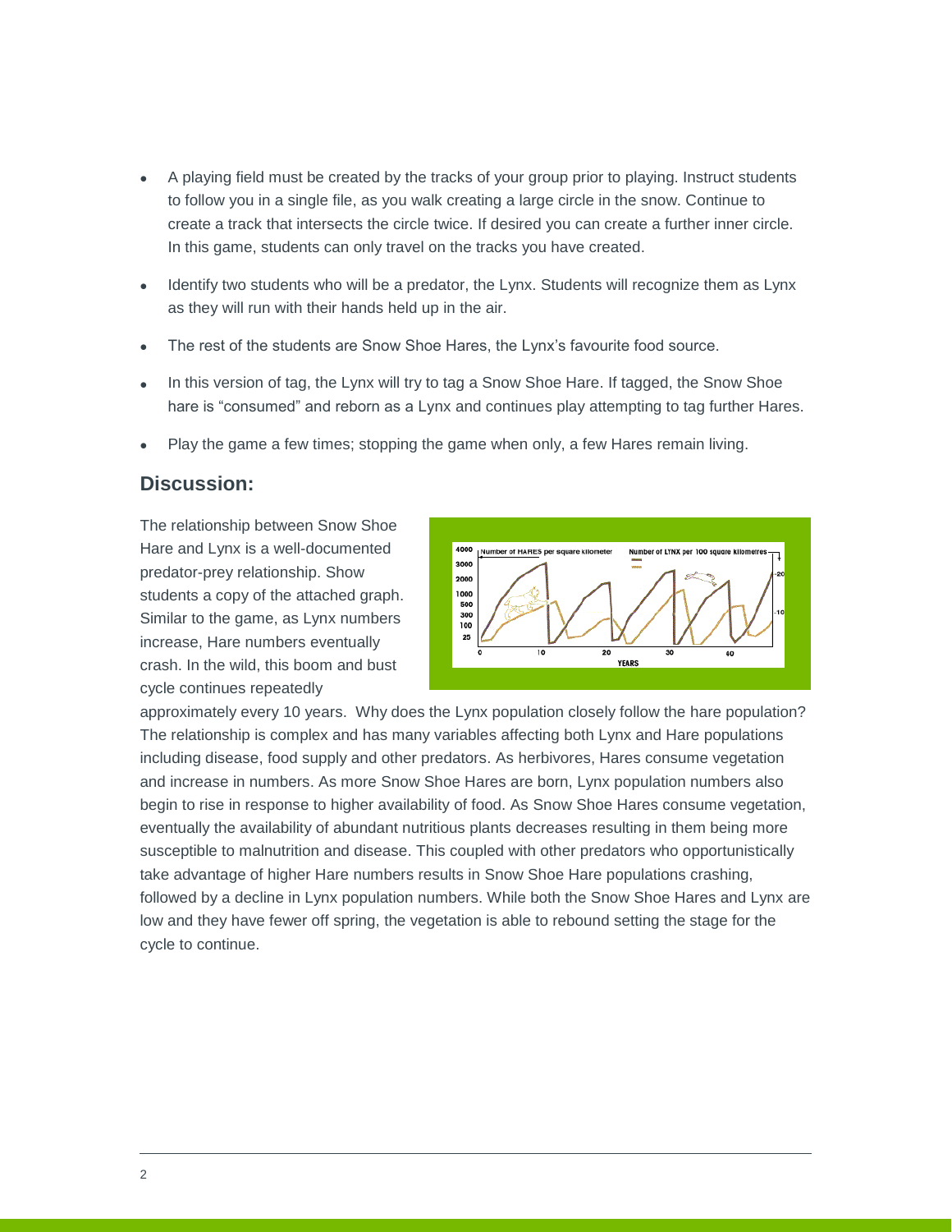- A playing field must be created by the tracks of your group prior to playing. Instruct students to follow you in a single file, as you walk creating a large circle in the snow. Continue to create a track that intersects the circle twice. If desired you can create a further inner circle. In this game, students can only travel on the tracks you have created.
- Identify two students who will be a predator, the Lynx. Students will recognize them as Lynx as they will run with their hands held up in the air.
- The rest of the students are Snow Shoe Hares, the Lynx's favourite food source.
- In this version of tag, the Lynx will try to tag a Snow Shoe Hare. If tagged, the Snow Shoe hare is "consumed" and reborn as a Lynx and continues play attempting to tag further Hares.
- Play the game a few times; stopping the game when only, a few Hares remain living.

## Discussion:

The relationship between Snow Shoe Hare and Lynx is a well-documented predator-prey relationship. Show students a copy of the attached graph. Similar to the game, as Lynx numbers increase, Hare numbers eventually crash. In the wild, this boom and bust cycle continues repeatedly approximately every 10 years. Why does the Lynx population closely follow the hare population? The relationship is complex and has many variables affecting both Lynx and Hare populations including disease, food supply and other predators. As herbivores, Hares consume vegetation and increase in numbers. As more Snow Shoe Hares are born, Lynx population numbers also begin to rise in response to higher availability of food. As Snow Shoe Hares consume vegetation, eventually the availability of abundant nutritious plants decreases resulting in them being more susceptible to malnutrition and disease. This coupled with other predators who opportunistically take advantage of higher Hare numbers results in Snow Shoe Hare populations crashing, followed by a decline in Lynx population numbers. While both the Snow Shoe Hares and Lynx are low and they have fewer off spring, the vegetation is able to rebound setting the stage for the cycle to continue.